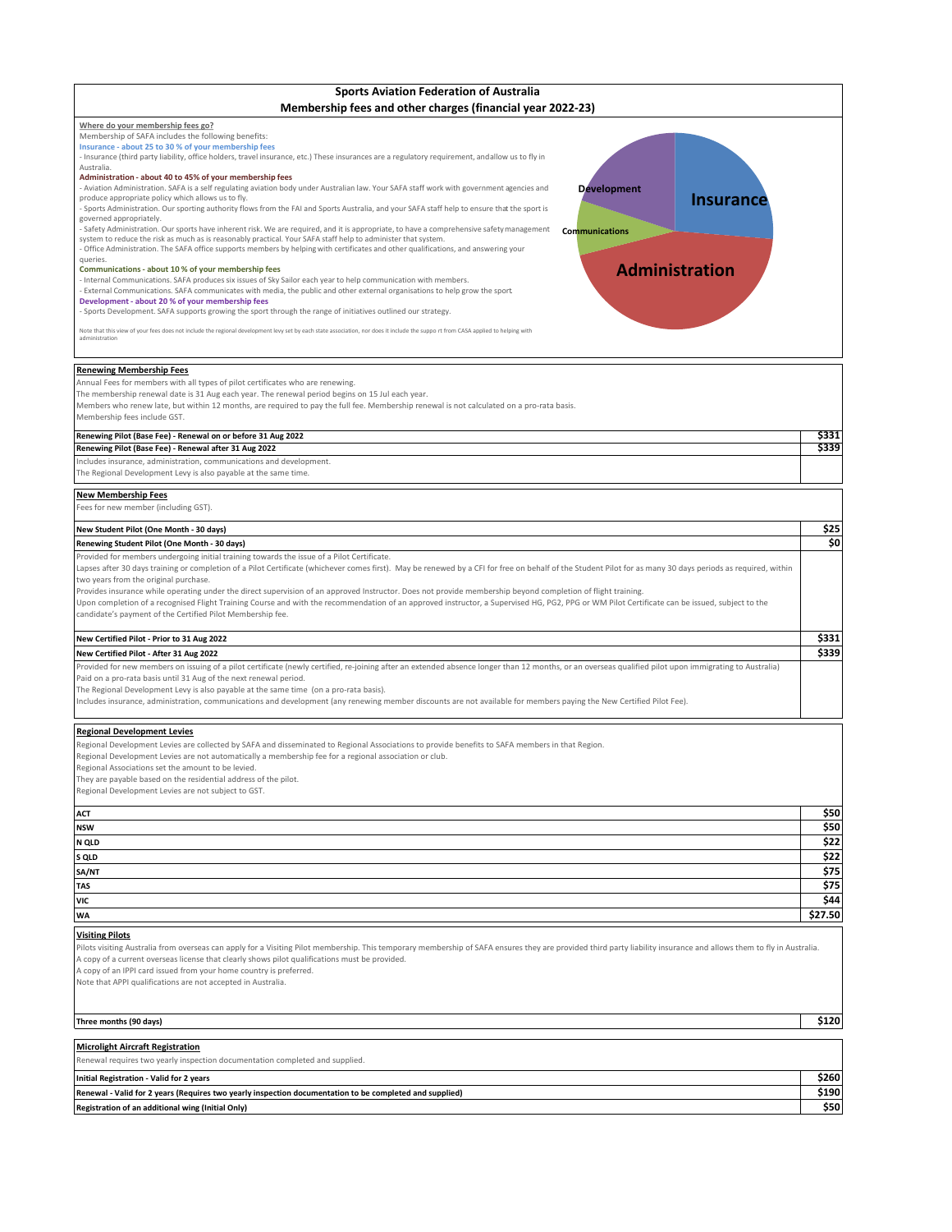# Sports Aviation Federation of Australia

## Membership fees and other charges (financial year 2022-23)

**Where do your membership fees go?**

Membership of SAFA includes the following benefits:

**Insurance - about 25 to 30 % of your membership fees**

- Insurance (third party liability, office holders, travel insurance, etc.) These insurances are a regulatory requirement, and allow us to fly in Australia.

**Administration - about 40 to 45% of your membership fees**

- Aviation Administration. SAFA is a self regulating aviation body under Australian law. Your SAFA staff work with government agencies and produce appropriate policy which allows us to fly.
- Sports Administration. Our sporting authority flows from the FAI and Sports Australia, and your SAFA staff help to ensure that the sport is governed appropriately.
- Safety Administration. Our sports have inherent risk. We are required, and it is appropriate, to have a comprehensive safety management system to reduce the risk as much as is reasonably practical. Your SAFA staff help to administer that system.
- Office Administration. The SAFA office supports members by helping with certificates and other qualifications, and answering your queries.

**Communications - about 10 % of your membership fees**

- Internal Communications. SAFA produces six issues of Sky Sailor each year to help communication with members.
- External Communications. SAFA communicates with media, the public and other external organisations to help grow the sport.

**Development - about 20 % of your membership fees**

- Sports Development. SAFA supports growing the sport through the range of initiatives outlined our strategy.

Note that this view of your fees does not include the regional development levy set by each state association, nor does it include the support from CASA applied to helping with administration

Development | Insurance | Communications | Administration

---

**Renewing Membership Fees**

Annual Fees for members with all types of pilot certificates who are renewing.
The membership renewal date is 31 Aug each year. The renewal period begins on 15 Jul each year.
Members who renew late, but within 12 months, are required to pay the full fee. Membership renewal is not calculated on a pro-rata basis.
Membership fees include GST.

| | |
|---|---|
| **Renewing Pilot (Base Fee) - Renewal on or before 31 Aug 2022** | **$331** |
| **Renewing Pilot (Base Fee) - Renewal after 31 Aug 2022** | **$339** |

Includes insurance, administration, communications and development.
The Regional Development Levy is also payable at the same time.

**New Membership Fees**

Fees for new member (including GST).

| | |
|---|---|
| **New Student Pilot (One Month - 30 days)** | **$25** |
| **Renewing Student Pilot (One Month - 30 days)** | **$0** |

Provided for members undergoing initial training towards the issue of a Pilot Certificate.
Lapses after 30 days training or completion of a Pilot Certificate (whichever comes first). May be renewed by a CFI for free on behalf of the Student Pilot for as many 30 days periods as required, within two years from the original purchase.
Provides insurance while operating under the direct supervision of an approved Instructor. Does not provide membership beyond completion of flight training.
Upon completion of a recognised Flight Training Course and with the recommendation of an approved instructor, a Supervised HG, PG2, PPG or WM Pilot Certificate can be issued, subject to the candidate's payment of the Certified Pilot Membership fee.

| | |
|---|---|
| **New Certified Pilot - Prior to 31 Aug 2022** | **$331** |
| **New Certified Pilot - After 31 Aug 2022** | **$339** |

Provided for new members on issuing of a pilot certificate (newly certified, re-joining after an extended absence longer than 12 months, or an overseas qualified pilot upon immigrating to Australia)
Paid on a pro-rata basis until 31 Aug of the next renewal period.
The Regional Development Levy is also payable at the same time (on a pro-rata basis).
Includes insurance, administration, communications and development (any renewing member discounts are not available for members paying the New Certified Pilot Fee).

**Regional Development Levies**

Regional Development Levies are collected by SAFA and disseminated to Regional Associations to provide benefits to SAFA members in that Region.
Regional Development Levies are not automatically a membership fee for a regional association or club.
Regional Associations set the amount to be levied.
They are payable based on the residential address of the pilot.
Regional Development Levies are not subject to GST.

| | |
|---|---|
| **ACT** | **$50** |
| **NSW** | **$50** |
| **N QLD** | **$22** |
| **S QLD** | **$22** |
| **SA/NT** | **$75** |
| **TAS** | **$75** |
| **VIC** | **$44** |
| **WA** | **$27.50** |

**Visiting Pilots**

Pilots visiting Australia from overseas can apply for a Visiting Pilot membership. This temporary membership of SAFA ensures they are provided third party liability insurance and allows them to fly in Australia.
A copy of a current overseas license that clearly shows pilot qualifications must be provided.
A copy of an IPPI card issued from your home country is preferred.
Note that APPI qualifications are not accepted in Australia.

| | |
|---|---|
| **Three months (90 days)** | **$120** |

**Microlight Aircraft Registration**

Renewal requires two yearly inspection documentation completed and supplied.

| | |
|---|---|
| **Initial Registration - Valid for 2 years** | **$260** |
| **Renewal - Valid for 2 years (Requires two yearly inspection documentation to be completed and supplied)** | **$190** |
| **Registration of an additional wing (Initial Only)** | **$50** |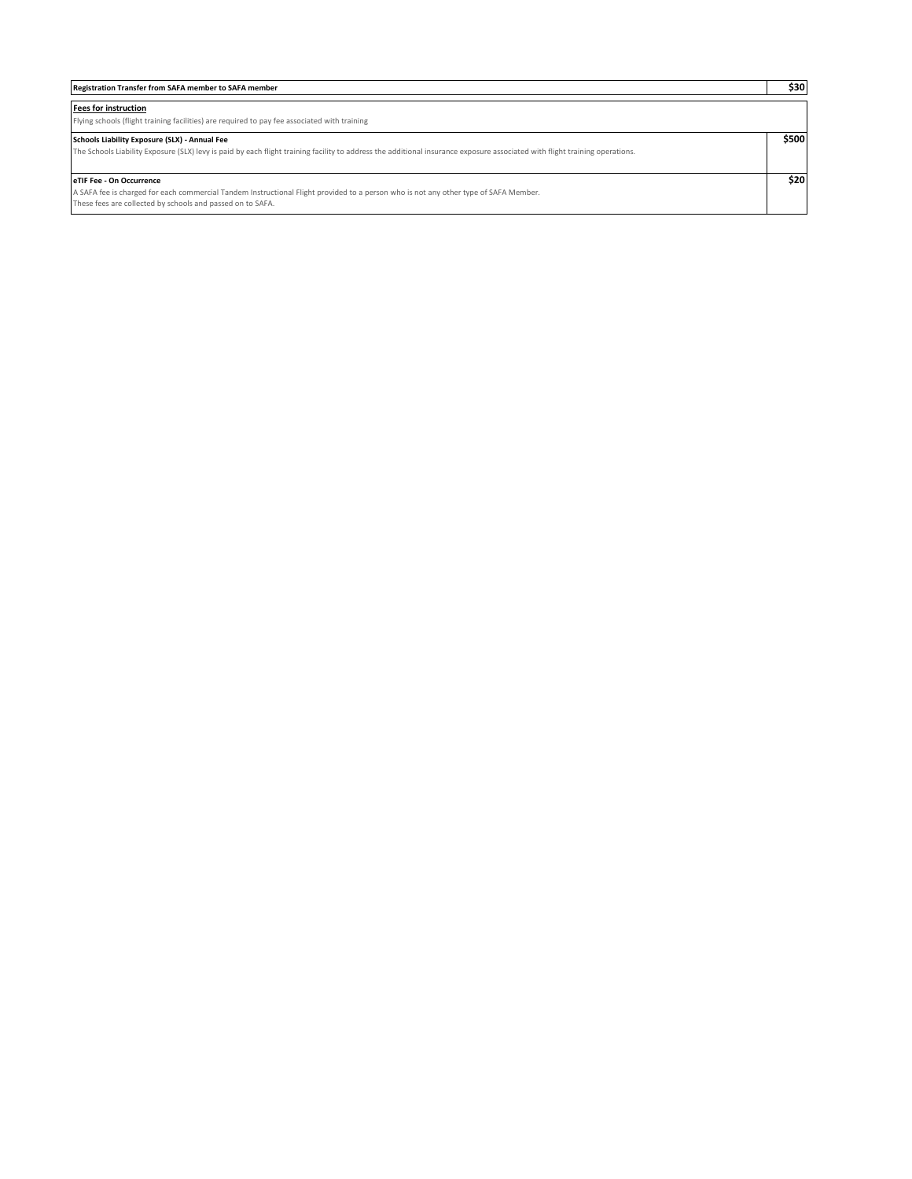| | |
|---|---|
| **Registration Transfer from SAFA member to SAFA member** | **$30** |
| **Fees for instruction**<br>Flying schools (flight training facilities) are required to pay fee associated with training | |
| **Schools Liability Exposure (SLX) - Annual Fee**<br>The Schools Liability Exposure (SLX) levy is paid by each flight training facility to address the additional insurance exposure associated with flight training operations. | **$500** |
| **eTIF Fee - On Occurrence**<br>A SAFA fee is charged for each commercial Tandem Instructional Flight provided to a person who is not any other type of SAFA Member.<br>These fees are collected by schools and passed on to SAFA. | **$20** |